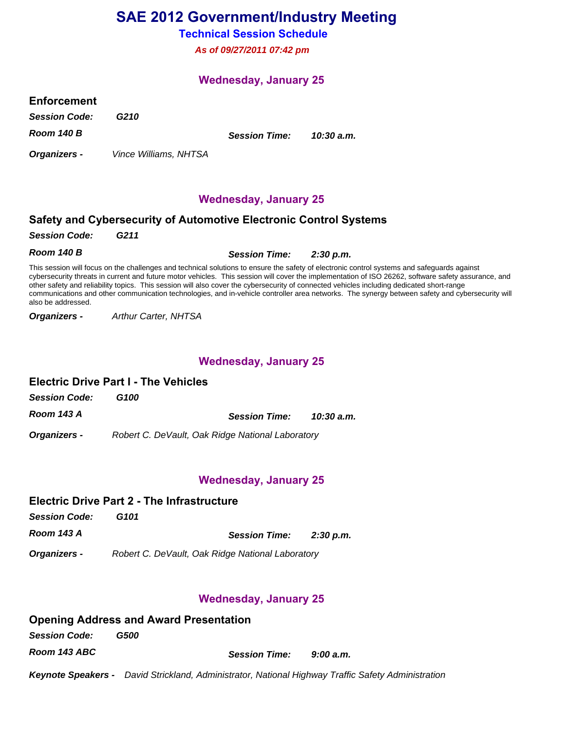# SAE 2012 Government/Industry Meeting

## Technical Session Schedule

***As of 09/27/2011 07:42 pm***

### Wednesday, January 25

#### Enforcement

***Session Code:*** ***G210***

***Room 140 B*** ***Session Time:*** ***10:30 a.m.***

***Organizers -*** *Vince Williams, NHTSA*

### Wednesday, January 25

#### Safety and Cybersecurity of Automotive Electronic Control Systems

***Session Code:*** ***G211***

***Room 140 B*** ***Session Time:*** ***2:30 p.m.***

This session will focus on the challenges and technical solutions to ensure the safety of electronic control systems and safeguards against cybersecurity threats in current and future motor vehicles. This session will cover the implementation of ISO 26262, software safety assurance, and other safety and reliability topics. This session will also cover the cybersecurity of connected vehicles including dedicated short-range communications and other communication technologies, and in-vehicle controller area networks. The synergy between safety and cybersecurity will also be addressed.

***Organizers -*** *Arthur Carter, NHTSA*

### Wednesday, January 25

#### Electric Drive Part I - The Vehicles

***Session Code:*** ***G100***

***Room 143 A*** ***Session Time:*** ***10:30 a.m.***

***Organizers -*** *Robert C. DeVault, Oak Ridge National Laboratory*

### Wednesday, January 25

#### Electric Drive Part 2 - The Infrastructure

***Session Code:*** ***G101***

***Room 143 A*** ***Session Time:*** ***2:30 p.m.***

***Organizers -*** *Robert C. DeVault, Oak Ridge National Laboratory*

### Wednesday, January 25

#### Opening Address and Award Presentation

***Session Code:*** ***G500***

***Room 143 ABC*** ***Session Time:*** ***9:00 a.m.***

***Keynote Speakers -*** *David Strickland, Administrator, National Highway Traffic Safety Administration*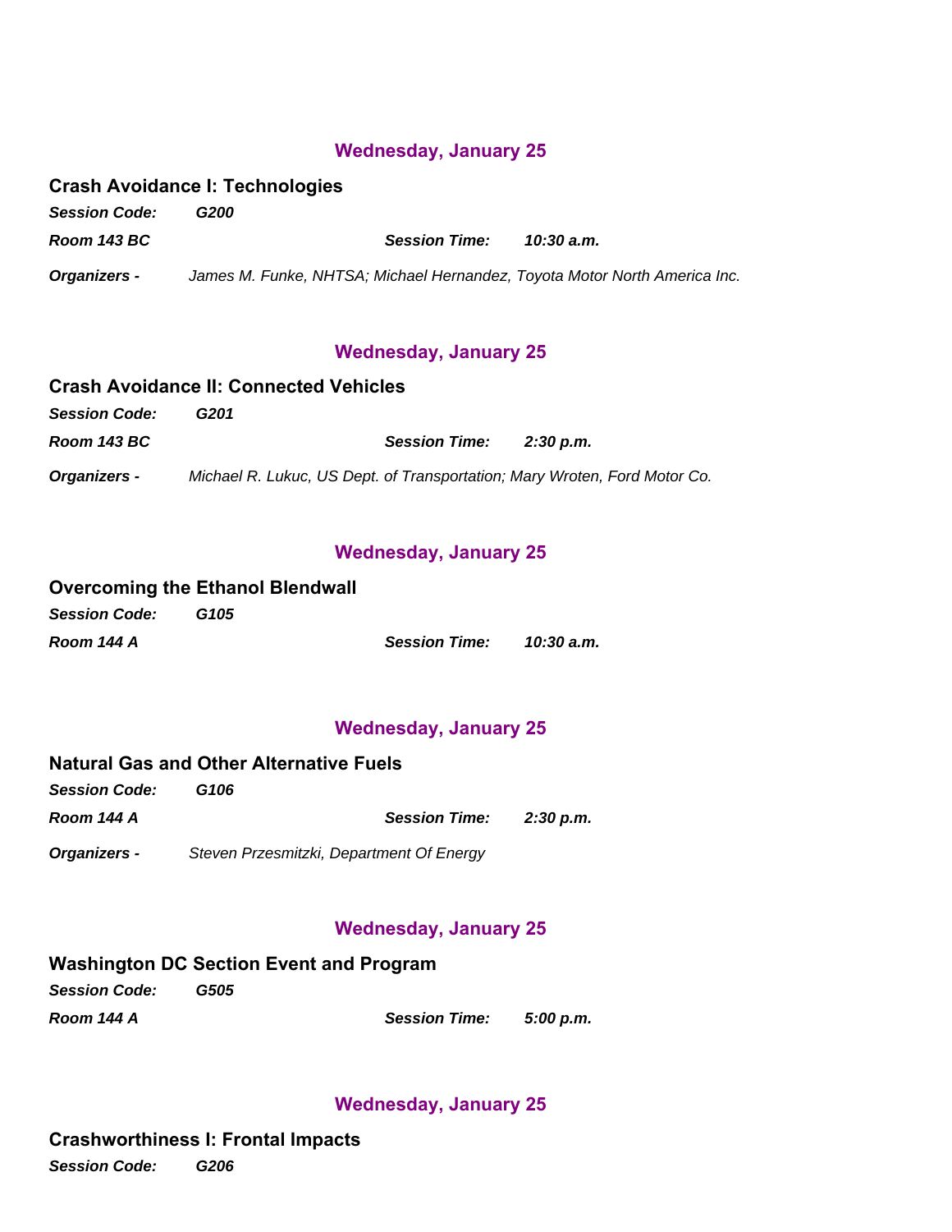### Wednesday, January 25

**Crash Avoidance I: Technologies**

***Session Code:*** ***G200***

***Room 143 BC*** ***Session Time:*** ***10:30 a.m.***

***Organizers -*** *James M. Funke, NHTSA; Michael Hernandez, Toyota Motor North America Inc.*

### Wednesday, January 25

**Crash Avoidance II: Connected Vehicles**

***Session Code:*** ***G201***

***Room 143 BC*** ***Session Time:*** ***2:30 p.m.***

***Organizers -*** *Michael R. Lukuc, US Dept. of Transportation; Mary Wroten, Ford Motor Co.*

### Wednesday, January 25

**Overcoming the Ethanol Blendwall**

***Session Code:*** ***G105***

***Room 144 A*** ***Session Time:*** ***10:30 a.m.***

### Wednesday, January 25

**Natural Gas and Other Alternative Fuels**

***Session Code:*** ***G106***

***Room 144 A*** ***Session Time:*** ***2:30 p.m.***

***Organizers -*** *Steven Przesmitzki, Department Of Energy*

### Wednesday, January 25

**Washington DC Section Event and Program**

***Session Code:*** ***G505***

***Room 144 A*** ***Session Time:*** ***5:00 p.m.***

### Wednesday, January 25

**Crashworthiness I: Frontal Impacts**

***Session Code:*** ***G206***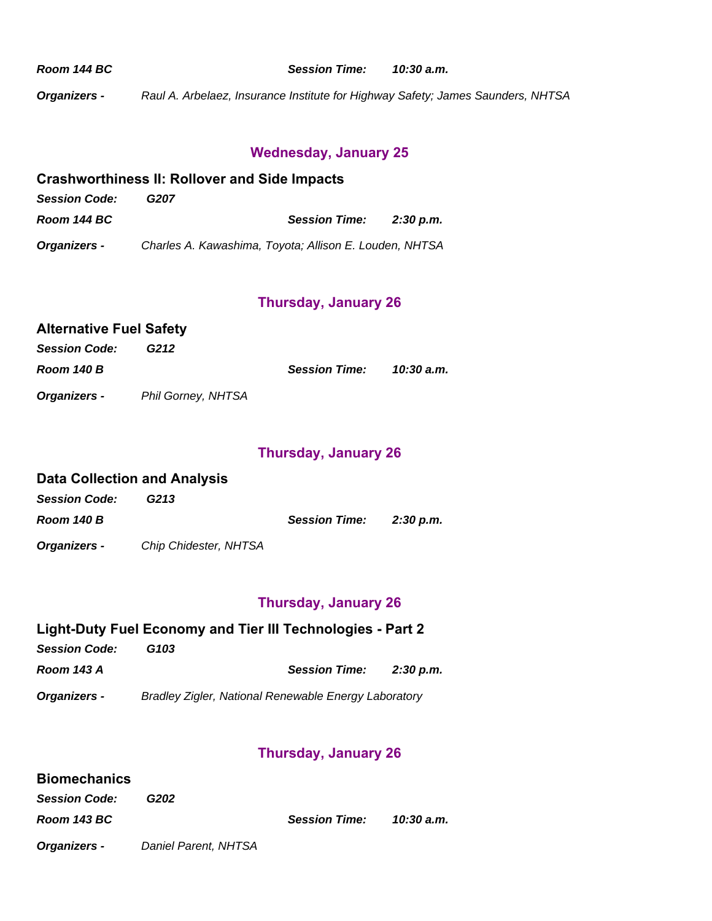***Room 144 BC*** ***Session Time:*** ***10:30 a.m.***

***Organizers -*** *Raul A. Arbelaez, Insurance Institute for Highway Safety; James Saunders, NHTSA*

## Wednesday, January 25

### Crashworthiness II: Rollover and Side Impacts

***Session Code:*** ***G207***

***Room 144 BC*** ***Session Time:*** ***2:30 p.m.***

***Organizers -*** *Charles A. Kawashima, Toyota; Allison E. Louden, NHTSA*

## Thursday, January 26

### Alternative Fuel Safety

***Session Code:*** ***G212***

***Room 140 B*** ***Session Time:*** ***10:30 a.m.***

***Organizers -*** *Phil Gorney, NHTSA*

## Thursday, January 26

### Data Collection and Analysis

***Session Code:*** ***G213***

***Room 140 B*** ***Session Time:*** ***2:30 p.m.***

***Organizers -*** *Chip Chidester, NHTSA*

## Thursday, January 26

### Light-Duty Fuel Economy and Tier III Technologies - Part 2

***Session Code:*** ***G103***

***Room 143 A*** ***Session Time:*** ***2:30 p.m.***

***Organizers -*** *Bradley Zigler, National Renewable Energy Laboratory*

## Thursday, January 26

### Biomechanics

***Session Code:*** ***G202***

***Room 143 BC*** ***Session Time:*** ***10:30 a.m.***

***Organizers -*** *Daniel Parent, NHTSA*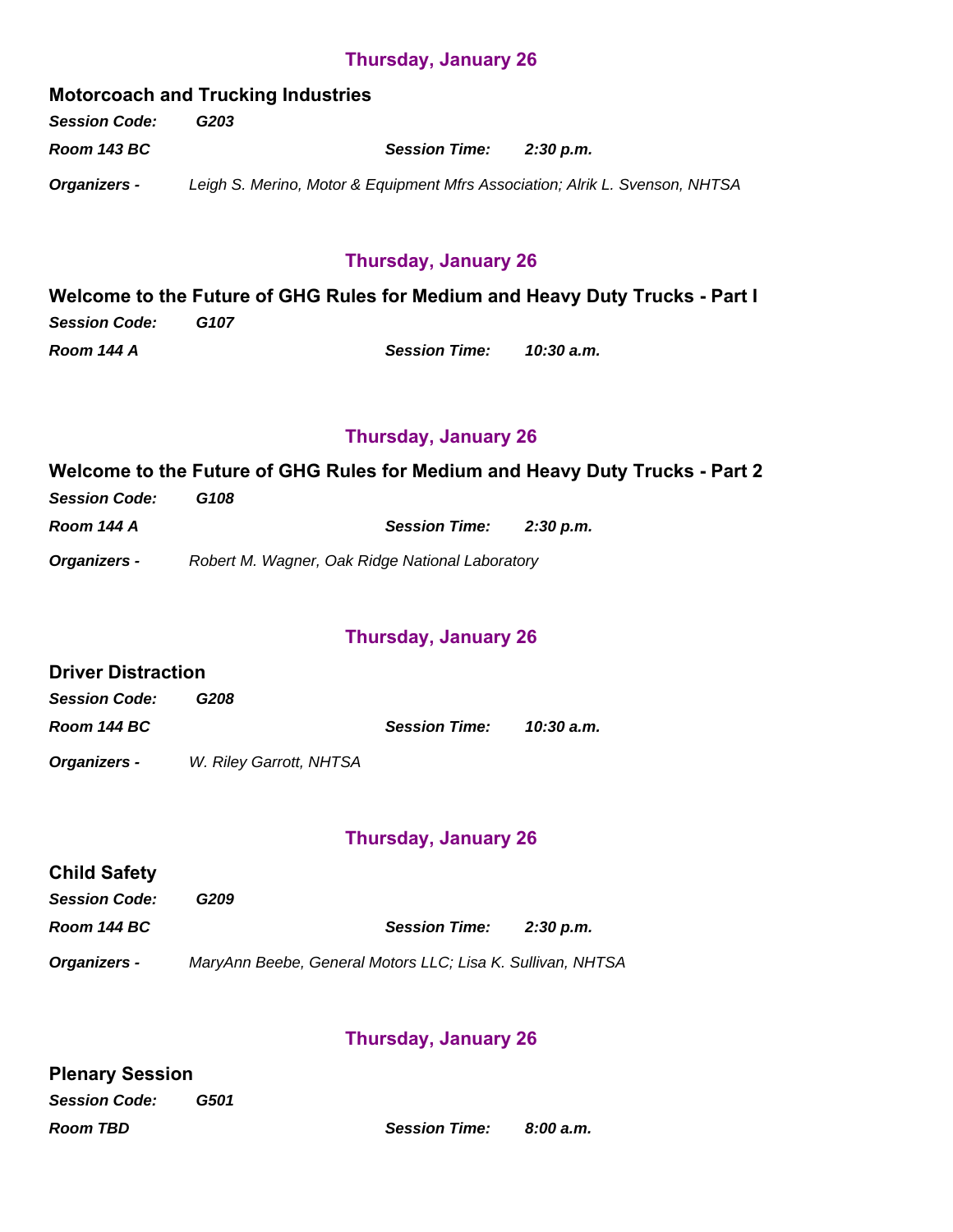## Thursday, January 26

### Motorcoach and Trucking Industries

***Session Code:*** ***G203***

***Room 143 BC*** ***Session Time:*** ***2:30 p.m.***

***Organizers -*** *Leigh S. Merino, Motor & Equipment Mfrs Association; Alrik L. Svenson, NHTSA*

## Thursday, January 26

### Welcome to the Future of GHG Rules for Medium and Heavy Duty Trucks - Part I

***Session Code:*** ***G107***

***Room 144 A*** ***Session Time:*** ***10:30 a.m.***

## Thursday, January 26

### Welcome to the Future of GHG Rules for Medium and Heavy Duty Trucks - Part 2

***Session Code:*** ***G108***

***Room 144 A*** ***Session Time:*** ***2:30 p.m.***

***Organizers -*** *Robert M. Wagner, Oak Ridge National Laboratory*

## Thursday, January 26

### Driver Distraction

***Session Code:*** ***G208***

***Room 144 BC*** ***Session Time:*** ***10:30 a.m.***

***Organizers -*** *W. Riley Garrott, NHTSA*

## Thursday, January 26

### Child Safety

***Session Code:*** ***G209***

***Room 144 BC*** ***Session Time:*** ***2:30 p.m.***

***Organizers -*** *MaryAnn Beebe, General Motors LLC; Lisa K. Sullivan, NHTSA*

## Thursday, January 26

### Plenary Session

***Session Code:*** ***G501***

***Room TBD*** ***Session Time:*** ***8:00 a.m.***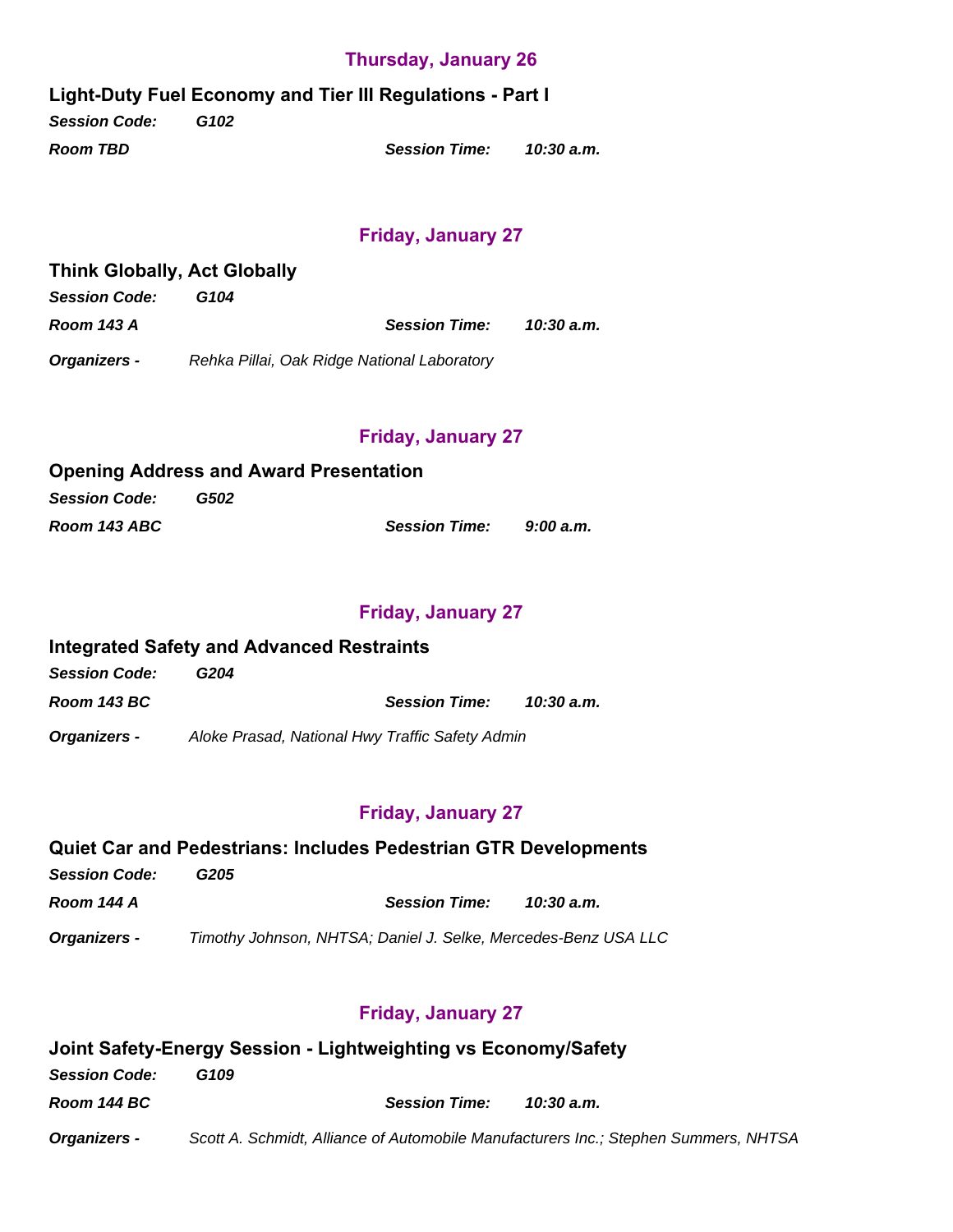## Thursday, January 26

### Light-Duty Fuel Economy and Tier III Regulations - Part I

***Session Code:*** ***G102***

***Room TBD*** ***Session Time:*** ***10:30 a.m.***

## Friday, January 27

### Think Globally, Act Globally

***Session Code:*** ***G104***

***Room 143 A*** ***Session Time:*** ***10:30 a.m.***

***Organizers -*** *Rehka Pillai, Oak Ridge National Laboratory*

## Friday, January 27

### Opening Address and Award Presentation

***Session Code:*** ***G502***

***Room 143 ABC*** ***Session Time:*** ***9:00 a.m.***

## Friday, January 27

### Integrated Safety and Advanced Restraints

***Session Code:*** ***G204***

***Room 143 BC*** ***Session Time:*** ***10:30 a.m.***

***Organizers -*** *Aloke Prasad, National Hwy Traffic Safety Admin*

## Friday, January 27

### Quiet Car and Pedestrians: Includes Pedestrian GTR Developments

***Session Code:*** ***G205***

***Room 144 A*** ***Session Time:*** ***10:30 a.m.***

***Organizers -*** *Timothy Johnson, NHTSA; Daniel J. Selke, Mercedes-Benz USA LLC*

## Friday, January 27

### Joint Safety-Energy Session - Lightweighting vs Economy/Safety

***Session Code:*** ***G109***

***Room 144 BC*** ***Session Time:*** ***10:30 a.m.***

***Organizers -*** *Scott A. Schmidt, Alliance of Automobile Manufacturers Inc.; Stephen Summers, NHTSA*